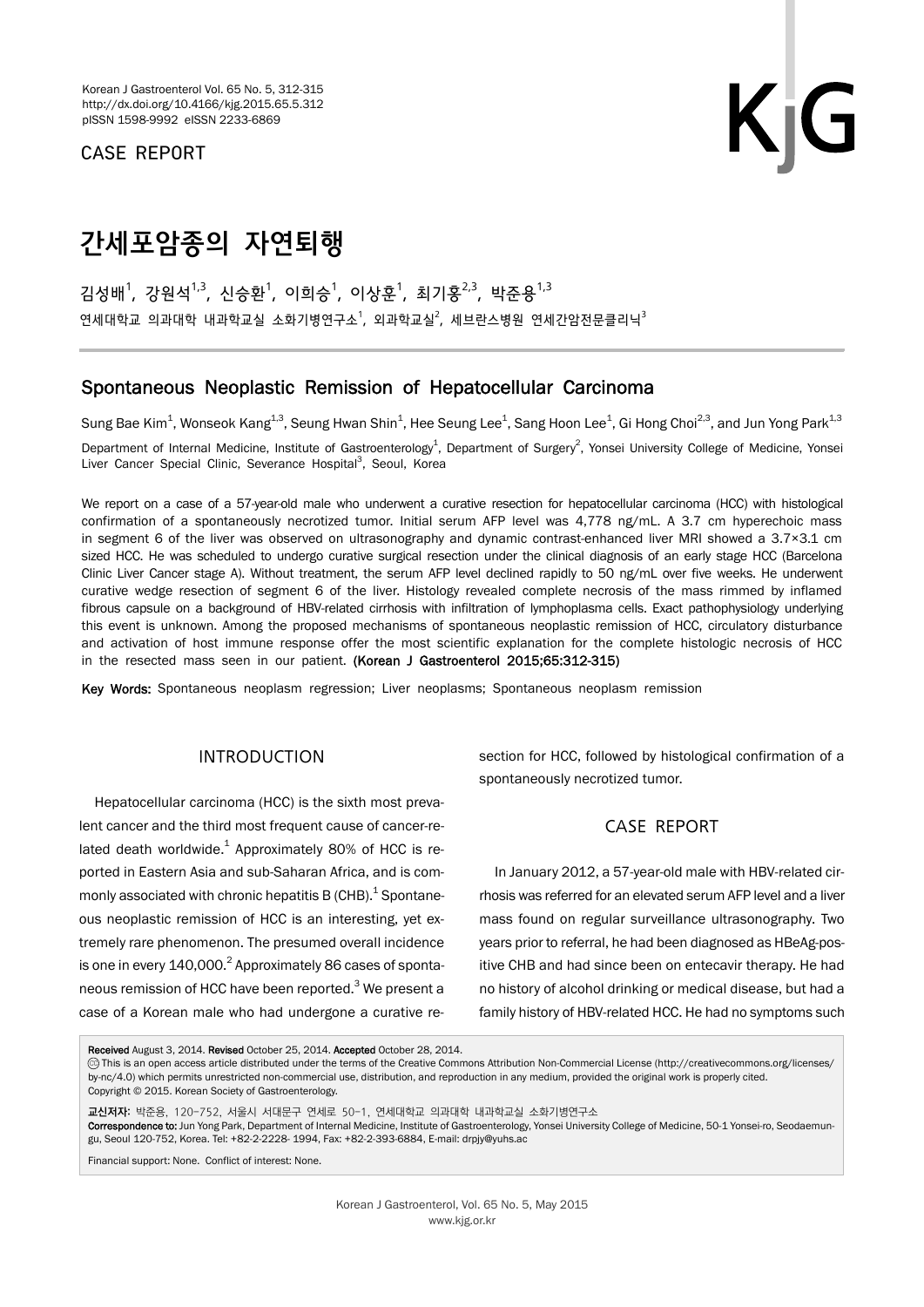CASE REPORT

# 간세포암종의 자연퇴행

김성배[1], 강원석[1,3], 신승환[1], 이희승[1], 이상훈[1], 최기홍[2,3], 박준용[1,3]

연세대학교 의과대학 내과학교실 소화기병연구소[1], 외과학교실[2], 세브란스병원 연세간암전문클리닉[3]

## Spontaneous Neoplastic Remission of Hepatocellular Carcinoma

Sung Bae Kim[1], Wonseok Kang[1,3], Seung Hwan Shin[1], Hee Seung Lee[1], Sang Hoon Lee[1], Gi Hong Choi[2,3], and Jun Yong Park[1,3]

Department of Internal Medicine, Institute of Gastroenterology[1], Department of Surgery[2], Yonsei University College of Medicine, Yonsei Liver Cancer Special Clinic, Severance Hospital[3], Seoul, Korea

We report on a case of a 57-year-old male who underwent a curative resection for hepatocellular carcinoma (HCC) with histological confirmation of a spontaneously necrotized tumor. Initial serum AFP level was 4,778 ng/mL. A 3.7 cm hyperechoic mass in segment 6 of the liver was observed on ultrasonography and dynamic contrast-enhanced liver MRI showed a 3.7×3.1 cm sized HCC. He was scheduled to undergo curative surgical resection under the clinical diagnosis of an early stage HCC (Barcelona Clinic Liver Cancer stage A). Without treatment, the serum AFP level declined rapidly to 50 ng/mL over five weeks. He underwent curative wedge resection of segment 6 of the liver. Histology revealed complete necrosis of the mass rimmed by inflamed fibrous capsule on a background of HBV-related cirrhosis with infiltration of lymphoplasma cells. Exact pathophysiology underlying this event is unknown. Among the proposed mechanisms of spontaneous neoplastic remission of HCC, circulatory disturbance and activation of host immune response offer the most scientific explanation for the complete histologic necrosis of HCC in the resected mass seen in our patient. **(Korean J Gastroenterol 2015;65:312-315)**

**Key Words:** Spontaneous neoplasm regression; Liver neoplasms; Spontaneous neoplasm remission

## INTRODUCTION

Hepatocellular carcinoma (HCC) is the sixth most prevalent cancer and the third most frequent cause of cancer-related death worldwide.[1] Approximately 80% of HCC is reported in Eastern Asia and sub-Saharan Africa, and is commonly associated with chronic hepatitis B (CHB).[1] Spontaneous neoplastic remission of HCC is an interesting, yet extremely rare phenomenon. The presumed overall incidence is one in every 140,000.[2] Approximately 86 cases of spontaneous remission of HCC have been reported.[3] We present a case of a Korean male who had undergone a curative resection for HCC, followed by histological confirmation of a spontaneously necrotized tumor.

## CASE REPORT

In January 2012, a 57-year-old male with HBV-related cirrhosis was referred for an elevated serum AFP level and a liver mass found on regular surveillance ultrasonography. Two years prior to referral, he had been diagnosed as HBeAg-positive CHB and had since been on entecavir therapy. He had no history of alcohol drinking or medical disease, but had a family history of HBV-related HCC. He had no symptoms such

**Received** August 3, 2014. **Revised** October 25, 2014. **Accepted** October 28, 2014.

This is an open access article distributed under the terms of the Creative Commons Attribution Non-Commercial License (http://creativecommons.org/licenses/by-nc/4.0) which permits unrestricted non-commercial use, distribution, and reproduction in any medium, provided the original work is properly cited.
Copyright © 2015. Korean Society of Gastroenterology.

**교신저자:** 박준용, 120-752, 서울시 서대문구 연세로 50-1, 연세대학교 의과대학 내과학교실 소화기병연구소
**Correspondence to:** Jun Yong Park, Department of Internal Medicine, Institute of Gastroenterology, Yonsei University College of Medicine, 50-1 Yonsei-ro, Seodaemun-gu, Seoul 120-752, Korea. Tel: +82-2-2228- 1994, Fax: +82-2-393-6884, E-mail: drpjy@yuhs.ac

Financial support: None. Conflict of interest: None.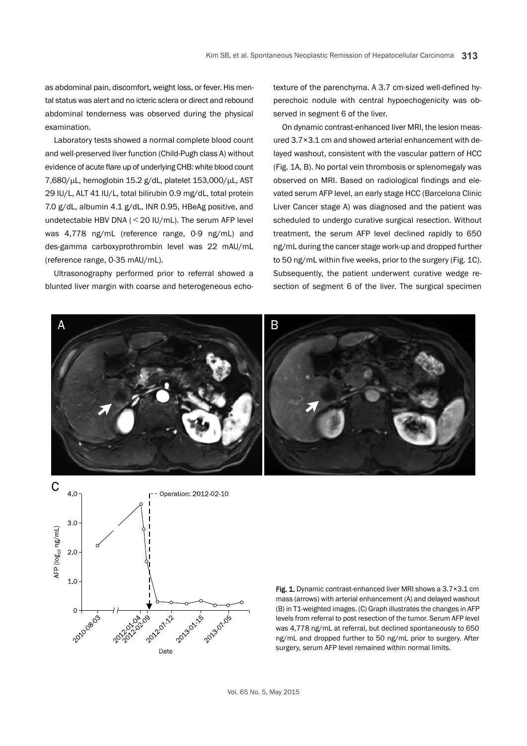as abdominal pain, discomfort, weight loss, or fever. His mental status was alert and no icteric sclera or direct and rebound abdominal tenderness was observed during the physical examination.

Laboratory tests showed a normal complete blood count and well-preserved liver function (Child-Pugh class A) without evidence of acute flare up of underlying CHB: white blood count 7,680/μL, hemoglobin 15.2 g/dL, platelet 153,000/μL, AST 29 IU/L, ALT 41 IU/L, total bilirubin 0.9 mg/dL, total protein 7.0 g/dL, albumin 4.1 g/dL, INR 0.95, HBeAg positive, and undetectable HBV DNA (<20 IU/mL). The serum AFP level was 4,778 ng/mL (reference range, 0-9 ng/mL) and des-gamma carboxyprothrombin level was 22 mAU/mL (reference range, 0-35 mAU/mL).

Ultrasonography performed prior to referral showed a blunted liver margin with coarse and heterogeneous echotexture of the parenchyma. A 3.7 cm-sized well-defined hyperechoic nodule with central hypoechogenicity was observed in segment 6 of the liver.

On dynamic contrast-enhanced liver MRI, the lesion measured 3.7×3.1 cm and showed arterial enhancement with delayed washout, consistent with the vascular pattern of HCC (Fig. 1A, B). No portal vein thrombosis or splenomegaly was observed on MRI. Based on radiological findings and elevated serum AFP level, an early stage HCC (Barcelona Clinic Liver Cancer stage A) was diagnosed and the patient was scheduled to undergo curative surgical resection. Without treatment, the serum AFP level declined rapidly to 650 ng/mL during the cancer stage work-up and dropped further to 50 ng/mL within five weeks, prior to the surgery (Fig. 1C). Subsequently, the patient underwent curative wedge resection of segment 6 of the liver. The surgical specimen

Fig. 1. Dynamic contrast-enhanced liver MRI shows a 3.7×3.1 cm mass (arrows) with arterial enhancement (A) and delayed washout (B) in T1-weighted images. (C) Graph illustrates the changes in AFP levels from referral to post resection of the tumor. Serum AFP level was 4,778 ng/mL at referral, but declined spontaneously to 650 ng/mL and dropped further to 50 ng/mL prior to surgery. After surgery, serum AFP level remained within normal limits.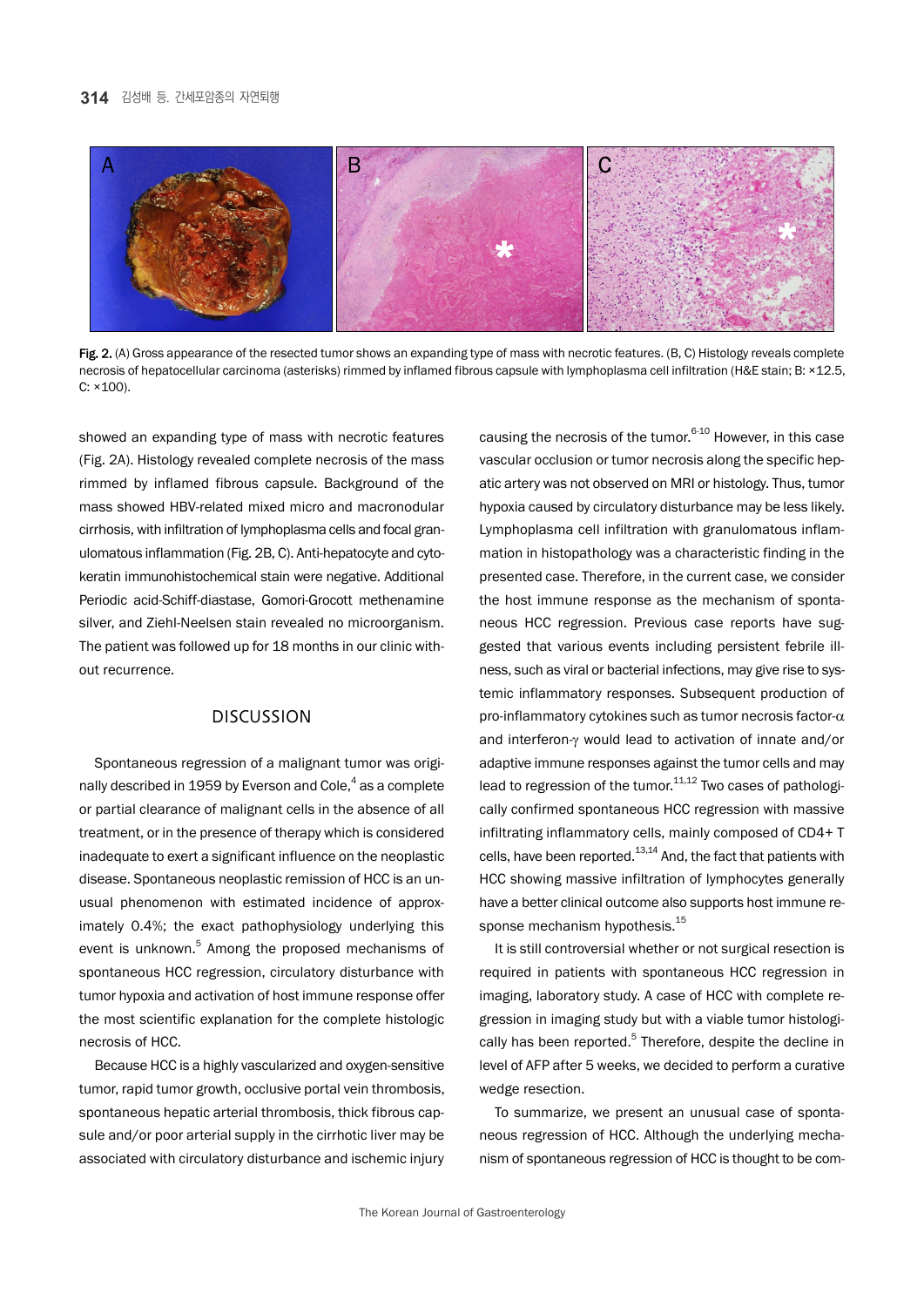Fig. 2. (A) Gross appearance of the resected tumor shows an expanding type of mass with necrotic features. (B, C) Histology reveals complete necrosis of hepatocellular carcinoma (asterisks) rimmed by inflamed fibrous capsule with lymphoplasma cell infiltration (H&E stain; B: ×12.5, C: ×100).

showed an expanding type of mass with necrotic features (Fig. 2A). Histology revealed complete necrosis of the mass rimmed by inflamed fibrous capsule. Background of the mass showed HBV-related mixed micro and macronodular cirrhosis, with infiltration of lymphoplasma cells and focal granulomatous inflammation (Fig. 2B, C). Anti-hepatocyte and cytokeratin immunohistochemical stain were negative. Additional Periodic acid-Schiff-diastase, Gomori-Grocott methenamine silver, and Ziehl-Neelsen stain revealed no microorganism. The patient was followed up for 18 months in our clinic without recurrence.

## DISCUSSION

Spontaneous regression of a malignant tumor was originally described in 1959 by Everson and Cole,[4] as a complete or partial clearance of malignant cells in the absence of all treatment, or in the presence of therapy which is considered inadequate to exert a significant influence on the neoplastic disease. Spontaneous neoplastic remission of HCC is an unusual phenomenon with estimated incidence of approximately 0.4%; the exact pathophysiology underlying this event is unknown.[5] Among the proposed mechanisms of spontaneous HCC regression, circulatory disturbance with tumor hypoxia and activation of host immune response offer the most scientific explanation for the complete histologic necrosis of HCC.

Because HCC is a highly vascularized and oxygen-sensitive tumor, rapid tumor growth, occlusive portal vein thrombosis, spontaneous hepatic arterial thrombosis, thick fibrous capsule and/or poor arterial supply in the cirrhotic liver may be associated with circulatory disturbance and ischemic injury causing the necrosis of the tumor.[6-10] However, in this case vascular occlusion or tumor necrosis along the specific hepatic artery was not observed on MRI or histology. Thus, tumor hypoxia caused by circulatory disturbance may be less likely. Lymphoplasma cell infiltration with granulomatous inflammation in histopathology was a characteristic finding in the presented case. Therefore, in the current case, we consider the host immune response as the mechanism of spontaneous HCC regression. Previous case reports have suggested that various events including persistent febrile illness, such as viral or bacterial infections, may give rise to systemic inflammatory responses. Subsequent production of pro-inflammatory cytokines such as tumor necrosis factor-$\alpha$ and interferon-$\gamma$ would lead to activation of innate and/or adaptive immune responses against the tumor cells and may lead to regression of the tumor.[11,12] Two cases of pathologically confirmed spontaneous HCC regression with massive infiltrating inflammatory cells, mainly composed of CD4+ T cells, have been reported.[13,14] And, the fact that patients with HCC showing massive infiltration of lymphocytes generally have a better clinical outcome also supports host immune response mechanism hypothesis.[15]

It is still controversial whether or not surgical resection is required in patients with spontaneous HCC regression in imaging, laboratory study. A case of HCC with complete regression in imaging study but with a viable tumor histologically has been reported.[5] Therefore, despite the decline in level of AFP after 5 weeks, we decided to perform a curative wedge resection.

To summarize, we present an unusual case of spontaneous regression of HCC. Although the underlying mechanism of spontaneous regression of HCC is thought to be com-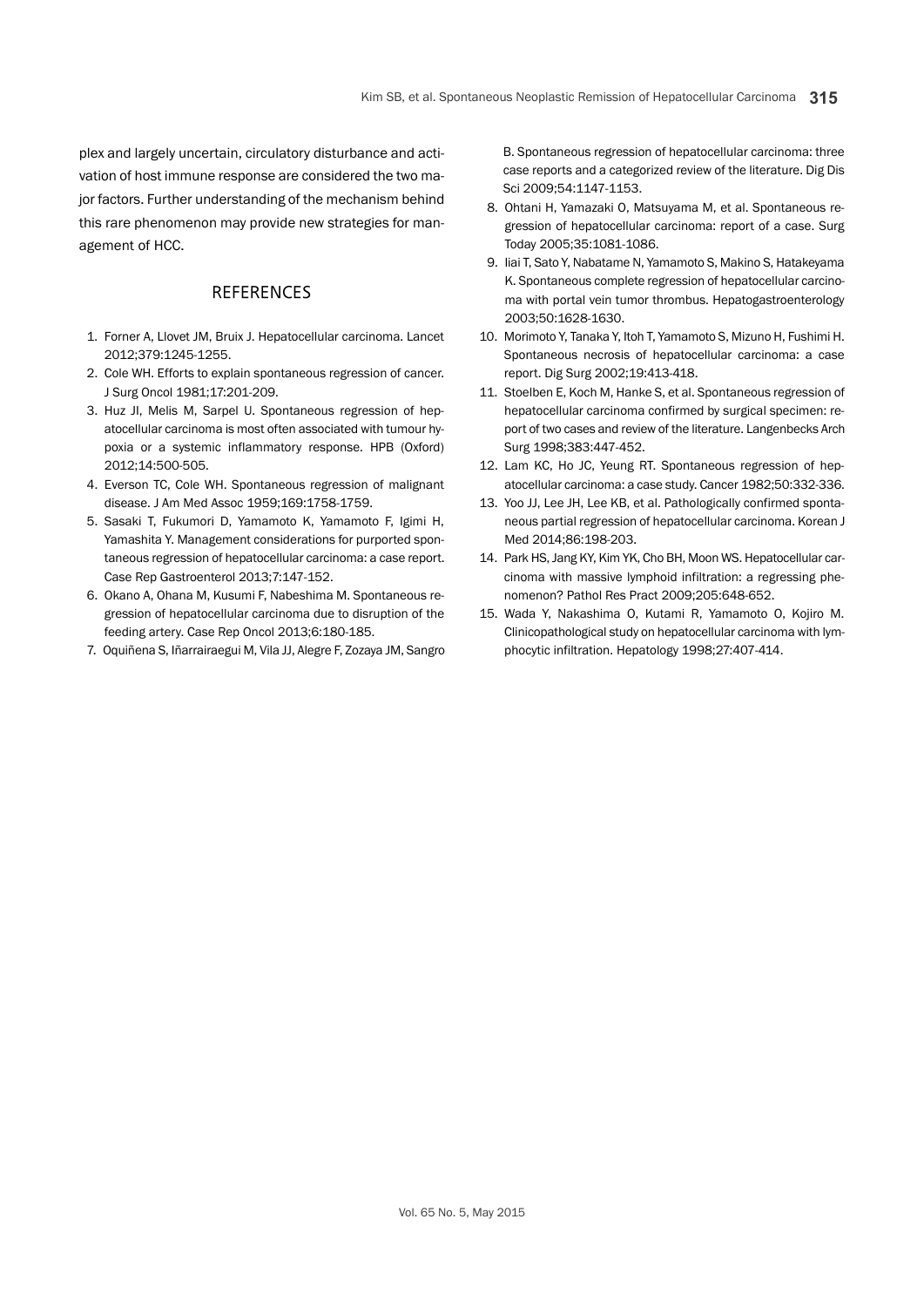plex and largely uncertain, circulatory disturbance and activation of host immune response are considered the two major factors. Further understanding of the mechanism behind this rare phenomenon may provide new strategies for management of HCC.

## REFERENCES

1. Forner A, Llovet JM, Bruix J. Hepatocellular carcinoma. Lancet 2012;379:1245-1255.
2. Cole WH. Efforts to explain spontaneous regression of cancer. J Surg Oncol 1981;17:201-209.
3. Huz JI, Melis M, Sarpel U. Spontaneous regression of hepatocellular carcinoma is most often associated with tumour hypoxia or a systemic inflammatory response. HPB (Oxford) 2012;14:500-505.
4. Everson TC, Cole WH. Spontaneous regression of malignant disease. J Am Med Assoc 1959;169:1758-1759.
5. Sasaki T, Fukumori D, Yamamoto K, Yamamoto F, Igimi H, Yamashita Y. Management considerations for purported spontaneous regression of hepatocellular carcinoma: a case report. Case Rep Gastroenterol 2013;7:147-152.
6. Okano A, Ohana M, Kusumi F, Nabeshima M. Spontaneous regression of hepatocellular carcinoma due to disruption of the feeding artery. Case Rep Oncol 2013;6:180-185.
7. Oquiñena S, Iñarrairaegui M, Vila JJ, Alegre F, Zozaya JM, Sangro B. Spontaneous regression of hepatocellular carcinoma: three case reports and a categorized review of the literature. Dig Dis Sci 2009;54:1147-1153.
8. Ohtani H, Yamazaki O, Matsuyama M, et al. Spontaneous regression of hepatocellular carcinoma: report of a case. Surg Today 2005;35:1081-1086.
9. Iiai T, Sato Y, Nabatame N, Yamamoto S, Makino S, Hatakeyama K. Spontaneous complete regression of hepatocellular carcinoma with portal vein tumor thrombus. Hepatogastroenterology 2003;50:1628-1630.
10. Morimoto Y, Tanaka Y, Itoh T, Yamamoto S, Mizuno H, Fushimi H. Spontaneous necrosis of hepatocellular carcinoma: a case report. Dig Surg 2002;19:413-418.
11. Stoelben E, Koch M, Hanke S, et al. Spontaneous regression of hepatocellular carcinoma confirmed by surgical specimen: report of two cases and review of the literature. Langenbecks Arch Surg 1998;383:447-452.
12. Lam KC, Ho JC, Yeung RT. Spontaneous regression of hepatocellular carcinoma: a case study. Cancer 1982;50:332-336.
13. Yoo JJ, Lee JH, Lee KB, et al. Pathologically confirmed spontaneous partial regression of hepatocellular carcinoma. Korean J Med 2014;86:198-203.
14. Park HS, Jang KY, Kim YK, Cho BH, Moon WS. Hepatocellular carcinoma with massive lymphoid infiltration: a regressing phenomenon? Pathol Res Pract 2009;205:648-652.
15. Wada Y, Nakashima O, Kutami R, Yamamoto O, Kojiro M. Clinicopathological study on hepatocellular carcinoma with lymphocytic infiltration. Hepatology 1998;27:407-414.